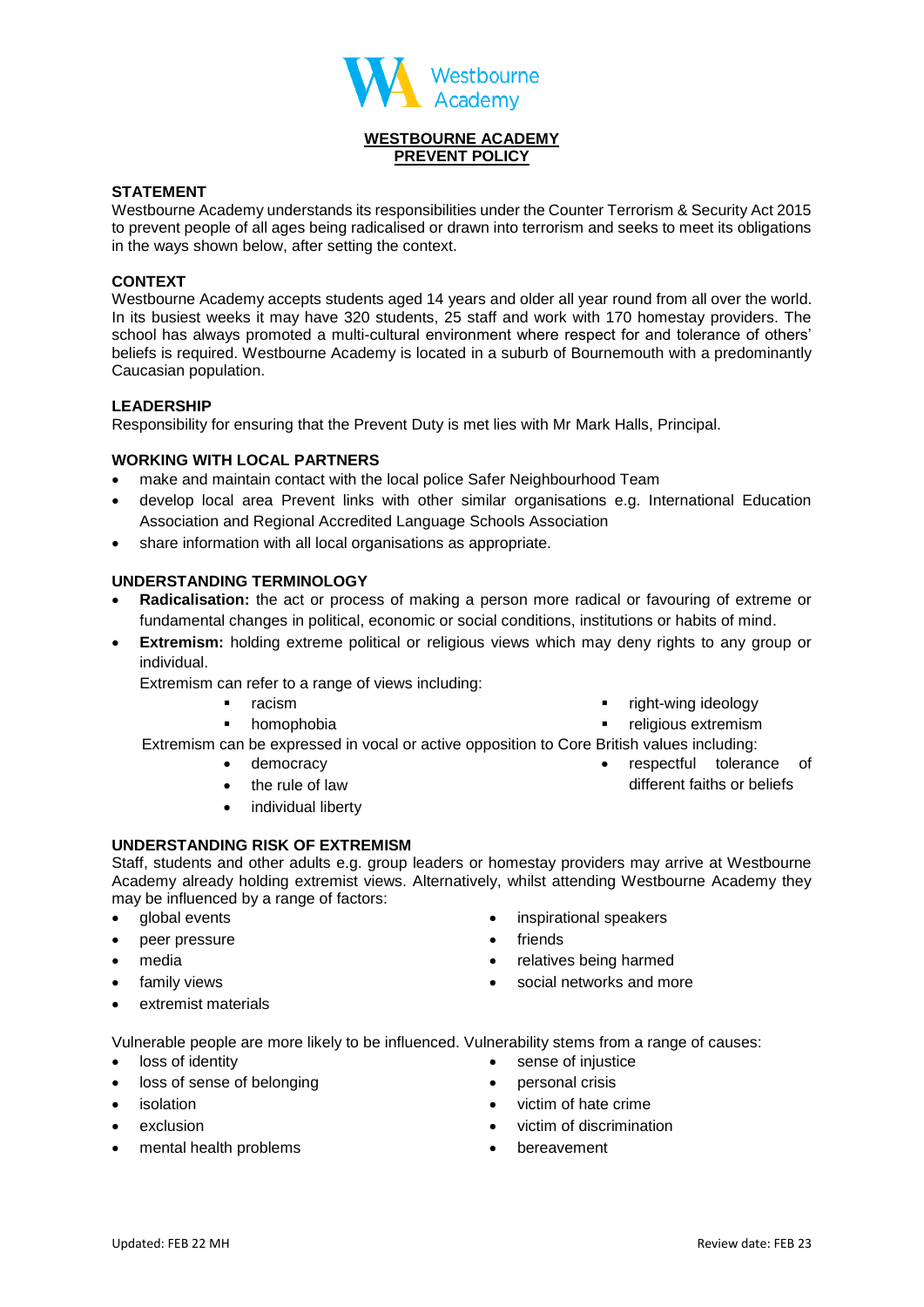# WESTBOURNE ACADEMY
# PREVENT POLICY

### STATEMENT

Westbourne Academy understands its responsibilities under the Counter Terrorism & Security Act 2015 to prevent people of all ages being radicalised or drawn into terrorism and seeks to meet its obligations in the ways shown below, after setting the context.

### CONTEXT

Westbourne Academy accepts students aged 14 years and older all year round from all over the world. In its busiest weeks it may have 320 students, 25 staff and work with 170 homestay providers. The school has always promoted a multi-cultural environment where respect for and tolerance of others' beliefs is required. Westbourne Academy is located in a suburb of Bournemouth with a predominantly Caucasian population.

### LEADERSHIP

Responsibility for ensuring that the Prevent Duty is met lies with Mr Mark Halls, Principal.

### WORKING WITH LOCAL PARTNERS

- make and maintain contact with the local police Safer Neighbourhood Team
- develop local area Prevent links with other similar organisations e.g. International Education Association and Regional Accredited Language Schools Association
- share information with all local organisations as appropriate.

### UNDERSTANDING TERMINOLOGY

- **Radicalisation:** the act or process of making a person more radical or favouring of extreme or fundamental changes in political, economic or social conditions, institutions or habits of mind.
- **Extremism:** holding extreme political or religious views which may deny rights to any group or individual.

  Extremism can refer to a range of views including:
    - racism
    - homophobia
    - right-wing ideology
    - religious extremism

  Extremism can be expressed in vocal or active opposition to Core British values including:
    - democracy
    - the rule of law
    - individual liberty
    - respectful tolerance of different faiths or beliefs

### UNDERSTANDING RISK OF EXTREMISM

Staff, students and other adults e.g. group leaders or homestay providers may arrive at Westbourne Academy already holding extremist views. Alternatively, whilst attending Westbourne Academy they may be influenced by a range of factors:

- global events
- peer pressure
- media
- family views
- extremist materials
- inspirational speakers
- friends
- relatives being harmed
- social networks and more

Vulnerable people are more likely to be influenced. Vulnerability stems from a range of causes:

- loss of identity
- loss of sense of belonging
- isolation
- exclusion
- mental health problems
- sense of injustice
- personal crisis
- victim of hate crime
- victim of discrimination
- bereavement

Updated: FEB 22 MH

Review date: FEB 23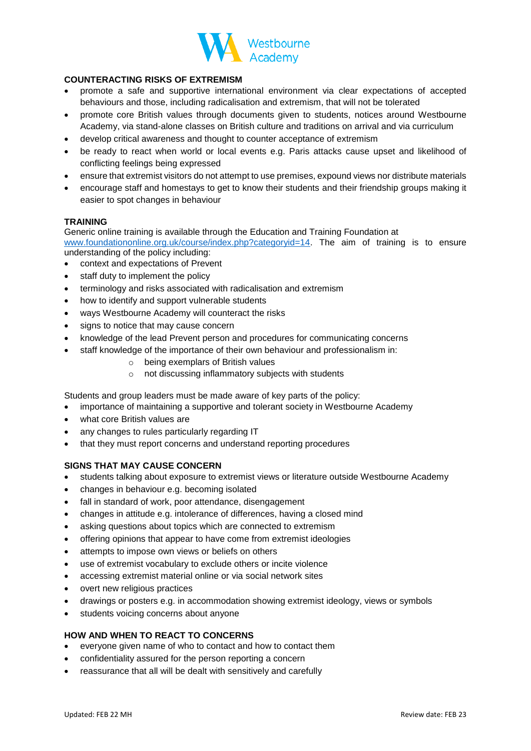## COUNTERACTING RISKS OF EXTREMISM

- promote a safe and supportive international environment via clear expectations of accepted behaviours and those, including radicalisation and extremism, that will not be tolerated
- promote core British values through documents given to students, notices around Westbourne Academy, via stand-alone classes on British culture and traditions on arrival and via curriculum
- develop critical awareness and thought to counter acceptance of extremism
- be ready to react when world or local events e.g. Paris attacks cause upset and likelihood of conflicting feelings being expressed
- ensure that extremist visitors do not attempt to use premises, expound views nor distribute materials
- encourage staff and homestays to get to know their students and their friendship groups making it easier to spot changes in behaviour

## TRAINING

Generic online training is available through the Education and Training Foundation at [www.foundationonline.org.uk/course/index.php?categoryid=14](www.foundationonline.org.uk/course/index.php?categoryid=14). The aim of training is to ensure understanding of the policy including:

- context and expectations of Prevent
- staff duty to implement the policy
- terminology and risks associated with radicalisation and extremism
- how to identify and support vulnerable students
- ways Westbourne Academy will counteract the risks
- signs to notice that may cause concern
- knowledge of the lead Prevent person and procedures for communicating concerns
- staff knowledge of the importance of their own behaviour and professionalism in:
  - being exemplars of British values
  - not discussing inflammatory subjects with students

Students and group leaders must be made aware of key parts of the policy:

- importance of maintaining a supportive and tolerant society in Westbourne Academy
- what core British values are
- any changes to rules particularly regarding IT
- that they must report concerns and understand reporting procedures

## SIGNS THAT MAY CAUSE CONCERN

- students talking about exposure to extremist views or literature outside Westbourne Academy
- changes in behaviour e.g. becoming isolated
- fall in standard of work, poor attendance, disengagement
- changes in attitude e.g. intolerance of differences, having a closed mind
- asking questions about topics which are connected to extremism
- offering opinions that appear to have come from extremist ideologies
- attempts to impose own views or beliefs on others
- use of extremist vocabulary to exclude others or incite violence
- accessing extremist material online or via social network sites
- overt new religious practices
- drawings or posters e.g. in accommodation showing extremist ideology, views or symbols
- students voicing concerns about anyone

## HOW AND WHEN TO REACT TO CONCERNS

- everyone given name of who to contact and how to contact them
- confidentiality assured for the person reporting a concern
- reassurance that all will be dealt with sensitively and carefully

Updated: FEB 22 MH — Review date: FEB 23